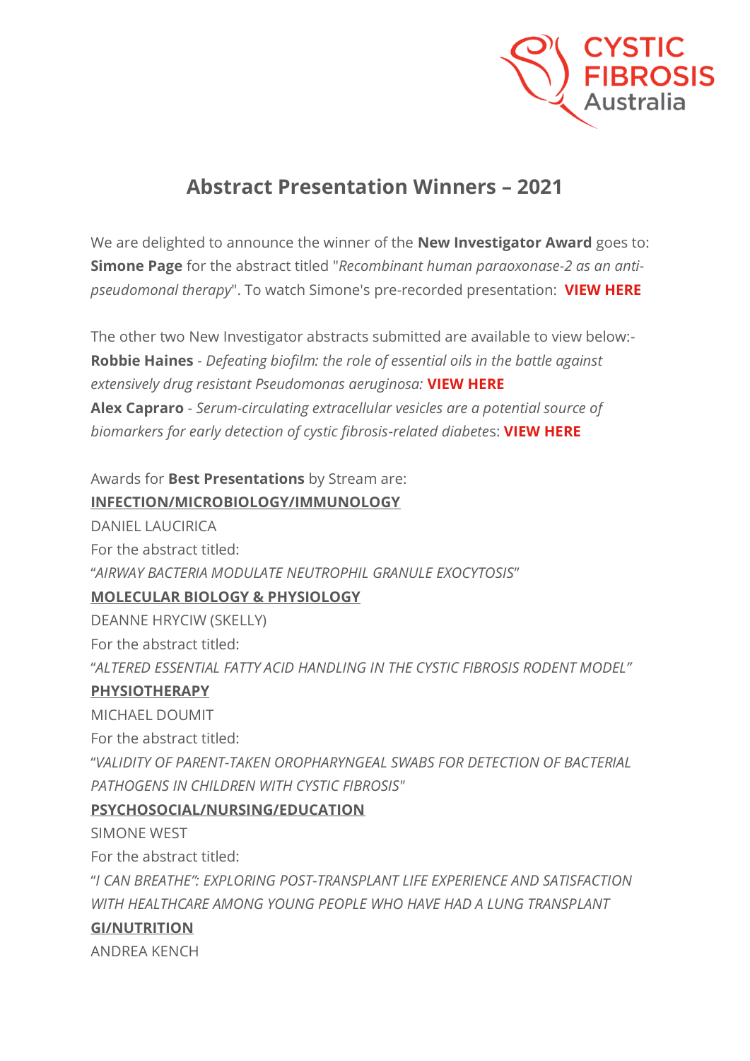# Abstract Presentation Winners – 2021

We are delighted to announce the winner of the **New Investigator Award** goes to: **Simone Page** for the abstract titled "*Recombinant human paraoxonase-2 as an anti-pseudomonal therapy*". To watch Simone's pre-recorded presentation: **VIEW HERE**

The other two New Investigator abstracts submitted are available to view below:-
**Robbie Haines** - *Defeating biofilm: the role of essential oils in the battle against extensively drug resistant Pseudomonas aeruginosa:* **VIEW HERE**
**Alex Capraro** - *Serum-circulating extracellular vesicles are a potential source of biomarkers for early detection of cystic fibrosis-related diabetes*: **VIEW HERE**

Awards for **Best Presentations** by Stream are:

**INFECTION/MICROBIOLOGY/IMMUNOLOGY**

DANIEL LAUCIRICA
For the abstract titled:
"*AIRWAY BACTERIA MODULATE NEUTROPHIL GRANULE EXOCYTOSIS*"

**MOLECULAR BIOLOGY & PHYSIOLOGY**

DEANNE HRYCIW (SKELLY)
For the abstract titled:
"*ALTERED ESSENTIAL FATTY ACID HANDLING IN THE CYSTIC FIBROSIS RODENT MODEL"*

**PHYSIOTHERAPY**

MICHAEL DOUMIT
For the abstract titled:
"*VALIDITY OF PARENT-TAKEN OROPHARYNGEAL SWABS FOR DETECTION OF BACTERIAL PATHOGENS IN CHILDREN WITH CYSTIC FIBROSIS*"

**PSYCHOSOCIAL/NURSING/EDUCATION**

SIMONE WEST
For the abstract titled:
"*I CAN BREATHE": EXPLORING POST-TRANSPLANT LIFE EXPERIENCE AND SATISFACTION WITH HEALTHCARE AMONG YOUNG PEOPLE WHO HAVE HAD A LUNG TRANSPLANT*

**GI/NUTRITION**

ANDREA KENCH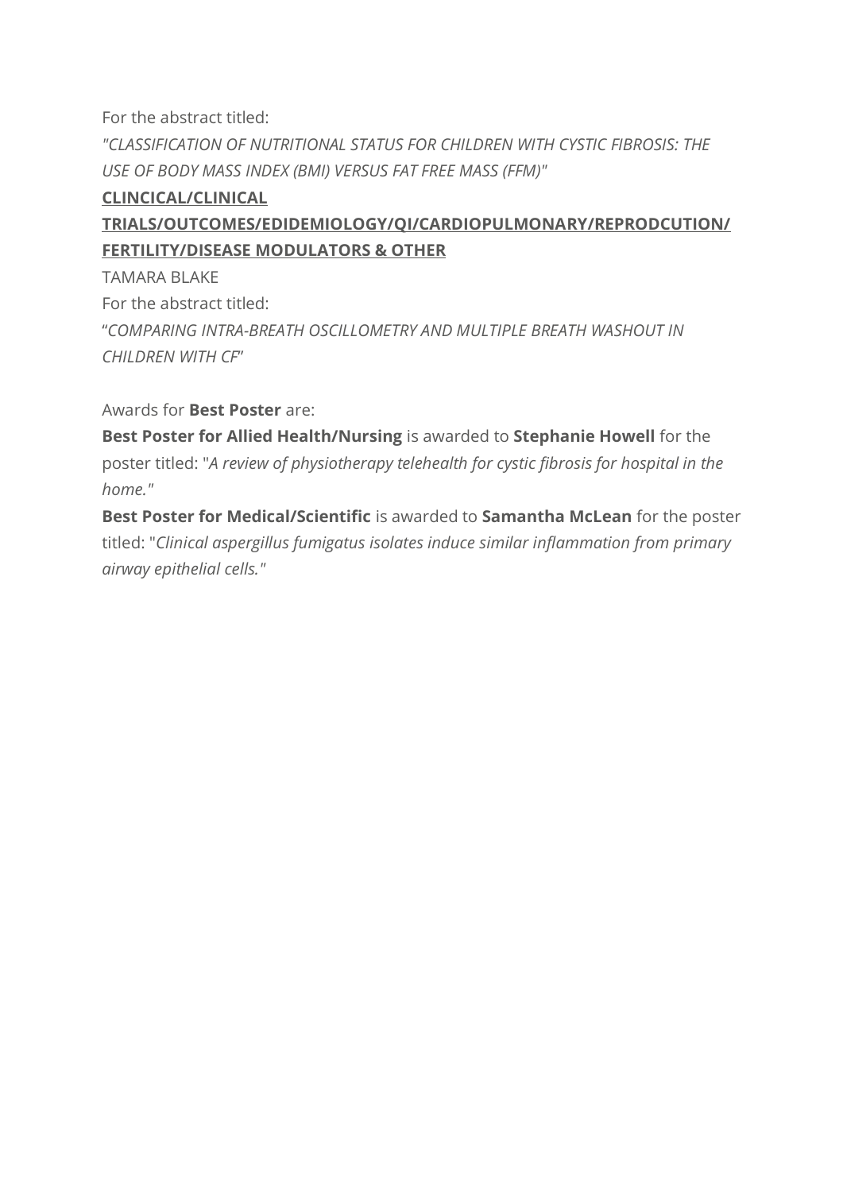For the abstract titled:

*"CLASSIFICATION OF NUTRITIONAL STATUS FOR CHILDREN WITH CYSTIC FIBROSIS: THE USE OF BODY MASS INDEX (BMI) VERSUS FAT FREE MASS (FFM)"*

**CLINCICAL/CLINICAL TRIALS/OUTCOMES/EDIDEMIOLOGY/QI/CARDIOPULMONARY/REPRODCUTION/FERTILITY/DISEASE MODULATORS & OTHER**

TAMARA BLAKE

For the abstract titled:

"*COMPARING INTRA-BREATH OSCILLOMETRY AND MULTIPLE BREATH WASHOUT IN CHILDREN WITH CF*"

Awards for **Best Poster** are:

**Best Poster for Allied Health/Nursing** is awarded to **Stephanie Howell** for the poster titled: "*A review of physiotherapy telehealth for cystic fibrosis for hospital in the home."*

**Best Poster for Medical/Scientific** is awarded to **Samantha McLean** for the poster titled: "*Clinical aspergillus fumigatus isolates induce similar inflammation from primary airway epithelial cells."*